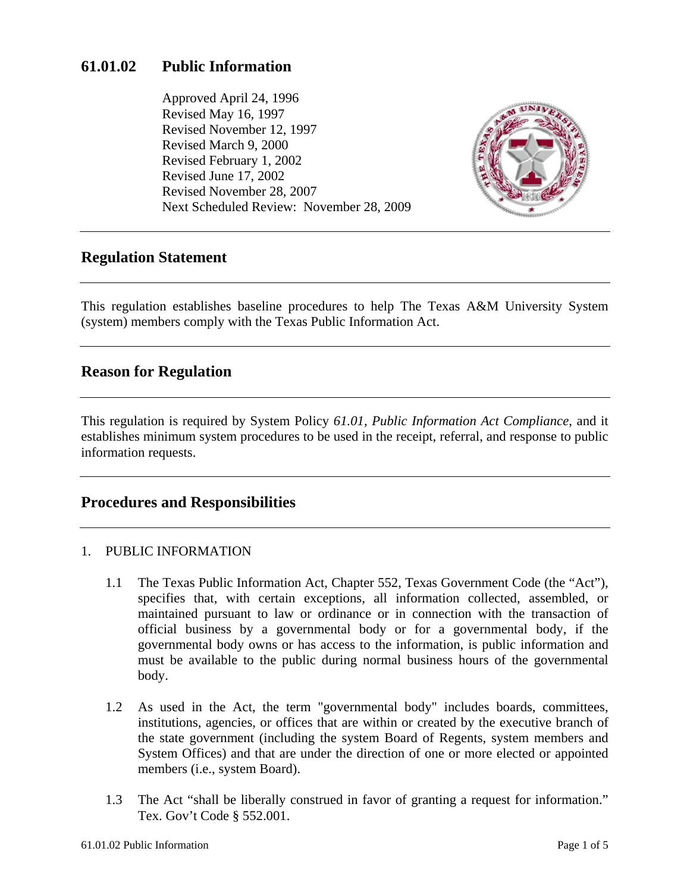# 61.01.02 Public Information

Approved April 24, 1996
Revised May 16, 1997
Revised November 12, 1997
Revised March 9, 2000
Revised February 1, 2002
Revised June 17, 2002
Revised November 28, 2007
Next Scheduled Review: November 28, 2009

## Regulation Statement

This regulation establishes baseline procedures to help The Texas A&M University System (system) members comply with the Texas Public Information Act.

## Reason for Regulation

This regulation is required by System Policy *61.01, Public Information Act Compliance*, and it establishes minimum system procedures to be used in the receipt, referral, and response to public information requests.

## Procedures and Responsibilities

1. PUBLIC INFORMATION

   1.1 The Texas Public Information Act, Chapter 552, Texas Government Code (the "Act"), specifies that, with certain exceptions, all information collected, assembled, or maintained pursuant to law or ordinance or in connection with the transaction of official business by a governmental body or for a governmental body, if the governmental body owns or has access to the information, is public information and must be available to the public during normal business hours of the governmental body.

   1.2 As used in the Act, the term "governmental body" includes boards, committees, institutions, agencies, or offices that are within or created by the executive branch of the state government (including the system Board of Regents, system members and System Offices) and that are under the direction of one or more elected or appointed members (i.e., system Board).

   1.3 The Act "shall be liberally construed in favor of granting a request for information." Tex. Gov't Code § 552.001.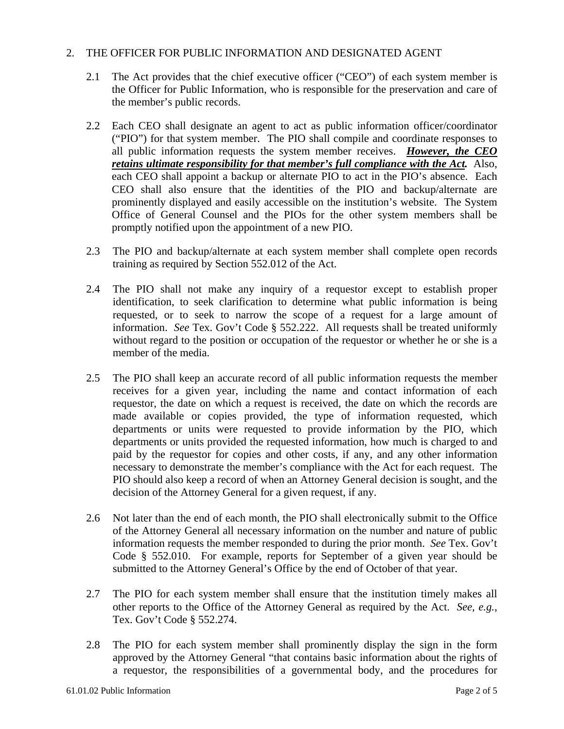## 2. THE OFFICER FOR PUBLIC INFORMATION AND DESIGNATED AGENT

2.1 The Act provides that the chief executive officer ("CEO") of each system member is the Officer for Public Information, who is responsible for the preservation and care of the member's public records.

2.2 Each CEO shall designate an agent to act as public information officer/coordinator ("PIO") for that system member. The PIO shall compile and coordinate responses to all public information requests the system member receives. ***However, the CEO retains ultimate responsibility for that member's full compliance with the Act.*** Also, each CEO shall appoint a backup or alternate PIO to act in the PIO's absence. Each CEO shall also ensure that the identities of the PIO and backup/alternate are prominently displayed and easily accessible on the institution's website. The System Office of General Counsel and the PIOs for the other system members shall be promptly notified upon the appointment of a new PIO.

2.3 The PIO and backup/alternate at each system member shall complete open records training as required by Section 552.012 of the Act.

2.4 The PIO shall not make any inquiry of a requestor except to establish proper identification, to seek clarification to determine what public information is being requested, or to seek to narrow the scope of a request for a large amount of information. *See* Tex. Gov't Code § 552.222. All requests shall be treated uniformly without regard to the position or occupation of the requestor or whether he or she is a member of the media.

2.5 The PIO shall keep an accurate record of all public information requests the member receives for a given year, including the name and contact information of each requestor, the date on which a request is received, the date on which the records are made available or copies provided, the type of information requested, which departments or units were requested to provide information by the PIO, which departments or units provided the requested information, how much is charged to and paid by the requestor for copies and other costs, if any, and any other information necessary to demonstrate the member's compliance with the Act for each request. The PIO should also keep a record of when an Attorney General decision is sought, and the decision of the Attorney General for a given request, if any.

2.6 Not later than the end of each month, the PIO shall electronically submit to the Office of the Attorney General all necessary information on the number and nature of public information requests the member responded to during the prior month. *See* Tex. Gov't Code § 552.010. For example, reports for September of a given year should be submitted to the Attorney General's Office by the end of October of that year.

2.7 The PIO for each system member shall ensure that the institution timely makes all other reports to the Office of the Attorney General as required by the Act. *See, e.g.*, Tex. Gov't Code § 552.274.

2.8 The PIO for each system member shall prominently display the sign in the form approved by the Attorney General "that contains basic information about the rights of a requestor, the responsibilities of a governmental body, and the procedures for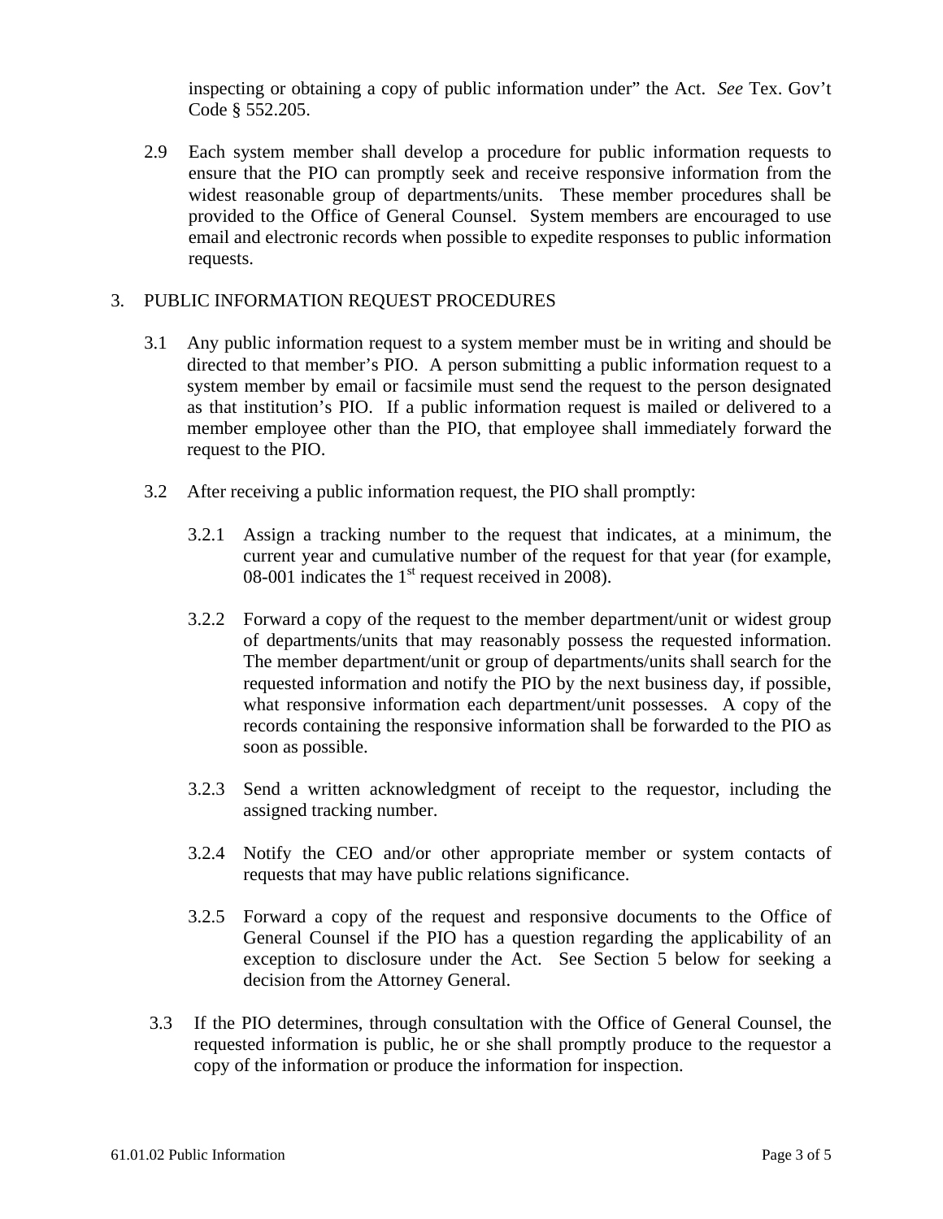inspecting or obtaining a copy of public information under" the Act. *See* Tex. Gov't Code § 552.205.

2.9 Each system member shall develop a procedure for public information requests to ensure that the PIO can promptly seek and receive responsive information from the widest reasonable group of departments/units. These member procedures shall be provided to the Office of General Counsel. System members are encouraged to use email and electronic records when possible to expedite responses to public information requests.

## 3. PUBLIC INFORMATION REQUEST PROCEDURES

3.1 Any public information request to a system member must be in writing and should be directed to that member's PIO. A person submitting a public information request to a system member by email or facsimile must send the request to the person designated as that institution's PIO. If a public information request is mailed or delivered to a member employee other than the PIO, that employee shall immediately forward the request to the PIO.

3.2 After receiving a public information request, the PIO shall promptly:

3.2.1 Assign a tracking number to the request that indicates, at a minimum, the current year and cumulative number of the request for that year (for example, 08-001 indicates the 1st request received in 2008).

3.2.2 Forward a copy of the request to the member department/unit or widest group of departments/units that may reasonably possess the requested information. The member department/unit or group of departments/units shall search for the requested information and notify the PIO by the next business day, if possible, what responsive information each department/unit possesses. A copy of the records containing the responsive information shall be forwarded to the PIO as soon as possible.

3.2.3 Send a written acknowledgment of receipt to the requestor, including the assigned tracking number.

3.2.4 Notify the CEO and/or other appropriate member or system contacts of requests that may have public relations significance.

3.2.5 Forward a copy of the request and responsive documents to the Office of General Counsel if the PIO has a question regarding the applicability of an exception to disclosure under the Act. See Section 5 below for seeking a decision from the Attorney General.

3.3 If the PIO determines, through consultation with the Office of General Counsel, the requested information is public, he or she shall promptly produce to the requestor a copy of the information or produce the information for inspection.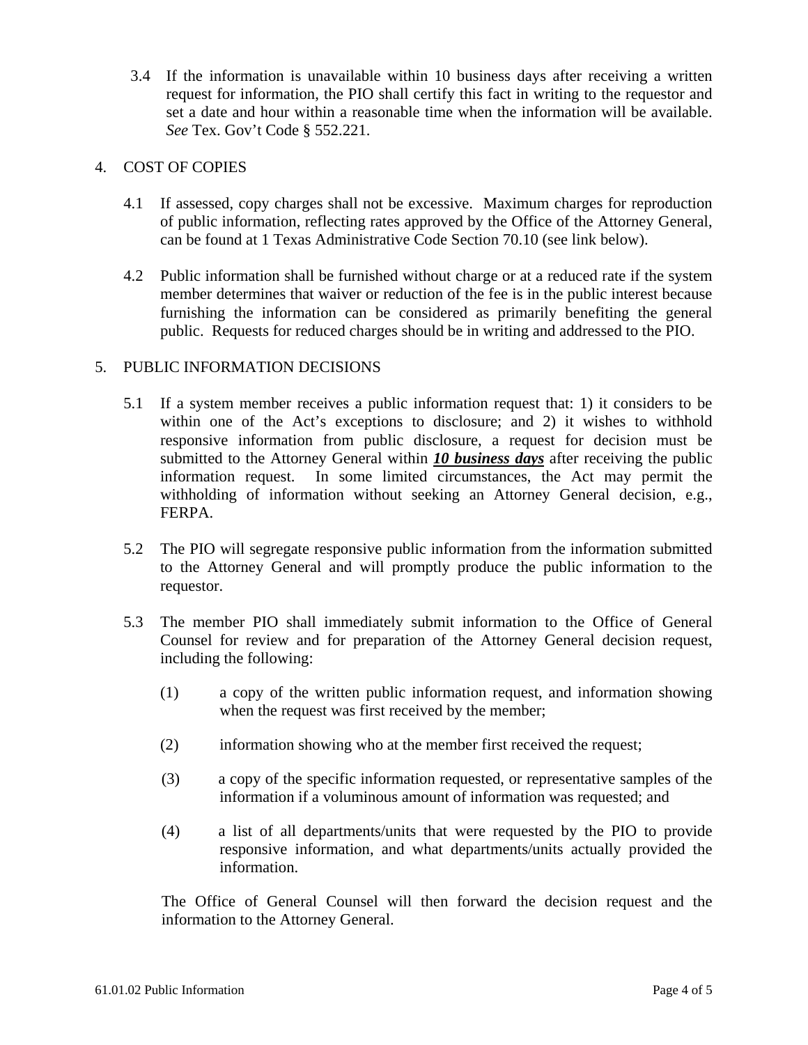3.4 If the information is unavailable within 10 business days after receiving a written request for information, the PIO shall certify this fact in writing to the requestor and set a date and hour within a reasonable time when the information will be available. *See* Tex. Gov't Code § 552.221.

## 4. COST OF COPIES

4.1 If assessed, copy charges shall not be excessive. Maximum charges for reproduction of public information, reflecting rates approved by the Office of the Attorney General, can be found at 1 Texas Administrative Code Section 70.10 (see link below).

4.2 Public information shall be furnished without charge or at a reduced rate if the system member determines that waiver or reduction of the fee is in the public interest because furnishing the information can be considered as primarily benefiting the general public. Requests for reduced charges should be in writing and addressed to the PIO.

## 5. PUBLIC INFORMATION DECISIONS

5.1 If a system member receives a public information request that: 1) it considers to be within one of the Act's exceptions to disclosure; and 2) it wishes to withhold responsive information from public disclosure, a request for decision must be submitted to the Attorney General within ***<u>10 business days</u>*** after receiving the public information request. In some limited circumstances, the Act may permit the withholding of information without seeking an Attorney General decision, e.g., FERPA.

5.2 The PIO will segregate responsive public information from the information submitted to the Attorney General and will promptly produce the public information to the requestor.

5.3 The member PIO shall immediately submit information to the Office of General Counsel for review and for preparation of the Attorney General decision request, including the following:

(1) a copy of the written public information request, and information showing when the request was first received by the member;

(2) information showing who at the member first received the request;

(3) a copy of the specific information requested, or representative samples of the information if a voluminous amount of information was requested; and

(4) a list of all departments/units that were requested by the PIO to provide responsive information, and what departments/units actually provided the information.

The Office of General Counsel will then forward the decision request and the information to the Attorney General.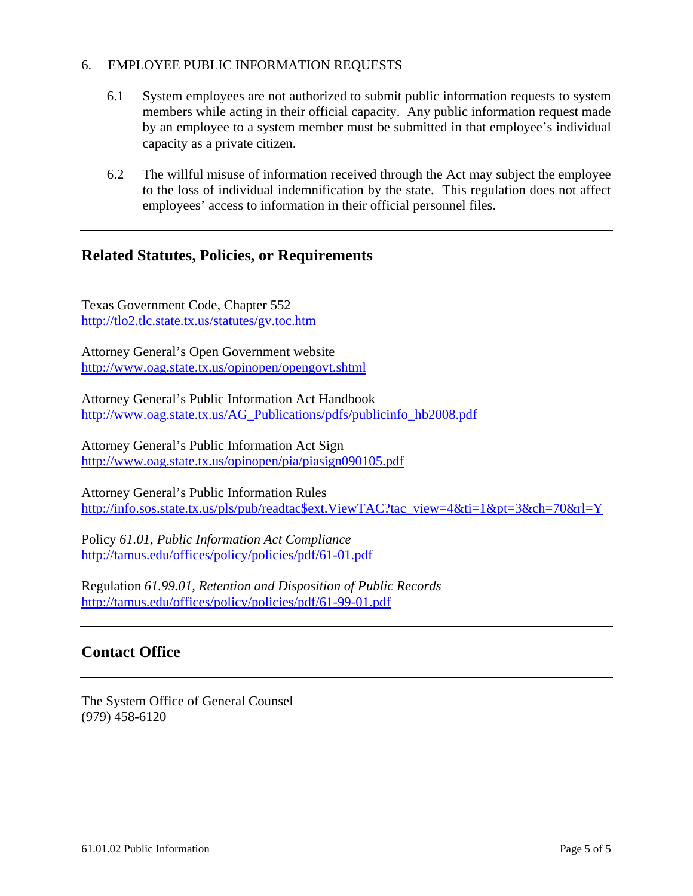6. EMPLOYEE PUBLIC INFORMATION REQUESTS

6.1 System employees are not authorized to submit public information requests to system members while acting in their official capacity. Any public information request made by an employee to a system member must be submitted in that employee's individual capacity as a private citizen.

6.2 The willful misuse of information received through the Act may subject the employee to the loss of individual indemnification by the state. This regulation does not affect employees' access to information in their official personnel files.

---

## Related Statutes, Policies, or Requirements

---

Texas Government Code, Chapter 552
http://tlo2.tlc.state.tx.us/statutes/gv.toc.htm

Attorney General's Open Government website
http://www.oag.state.tx.us/opinopen/opengovt.shtml

Attorney General's Public Information Act Handbook
http://www.oag.state.tx.us/AG_Publications/pdfs/publicinfo_hb2008.pdf

Attorney General's Public Information Act Sign
http://www.oag.state.tx.us/opinopen/pia/piasign090105.pdf

Attorney General's Public Information Rules
http://info.sos.state.tx.us/pls/pub/readtac$ext.ViewTAC?tac_view=4&ti=1&pt=3&ch=70&rl=Y

Policy *61.01, Public Information Act Compliance*
http://tamus.edu/offices/policy/policies/pdf/61-01.pdf

Regulation *61.99.01, Retention and Disposition of Public Records*
http://tamus.edu/offices/policy/policies/pdf/61-99-01.pdf

---

## Contact Office

---

The System Office of General Counsel
(979) 458-6120